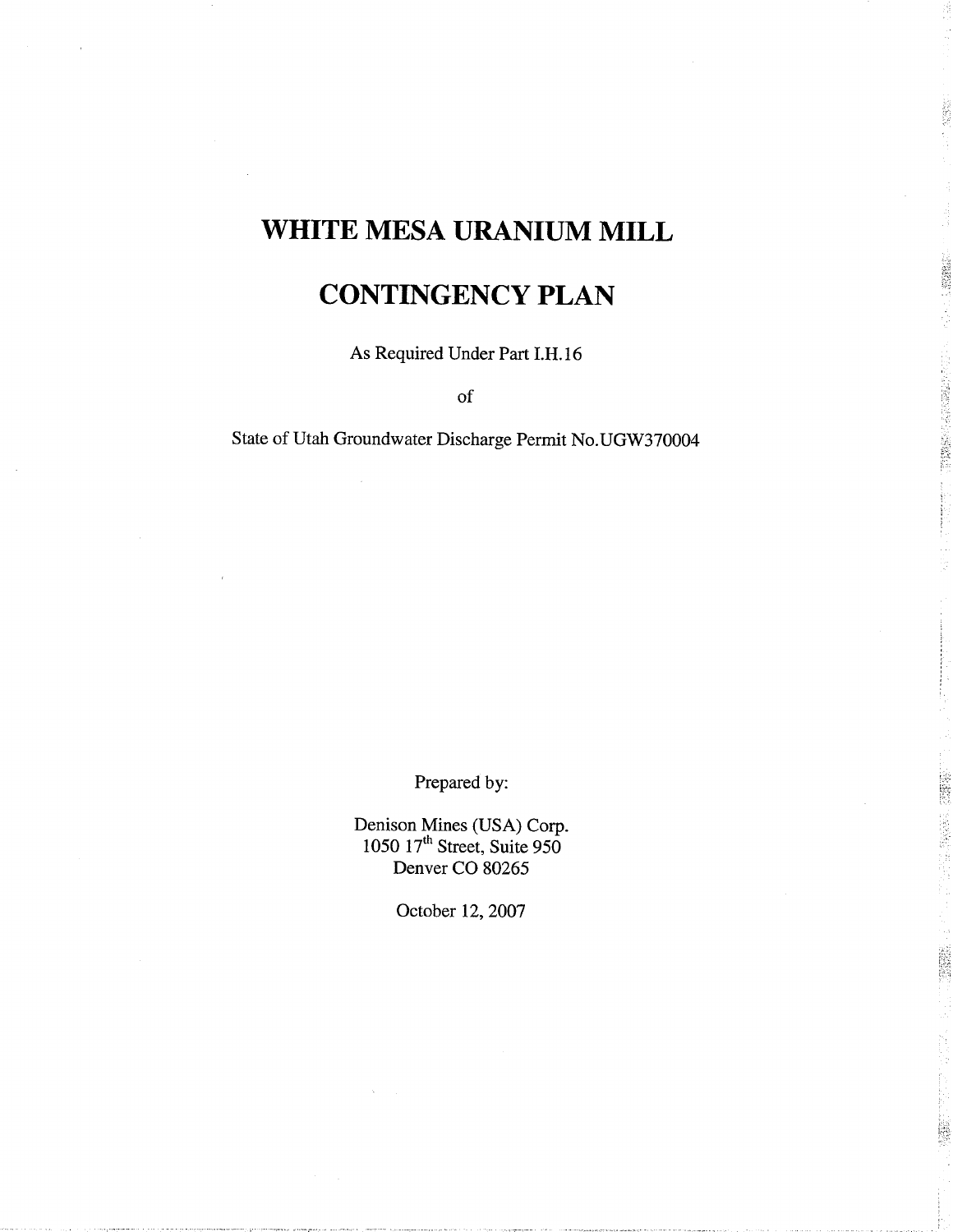# WHITE MESA URANIUM MILL

# CONTINGENCY PLAN

As Required Under Part I.H.16

of

State of Utah Groundwater Discharge Permit No.UGW370004

Prepared by:

Denison Mines (USA) Corp.
1050 17th Street, Suite 950
Denver CO 80265

October 12, 2007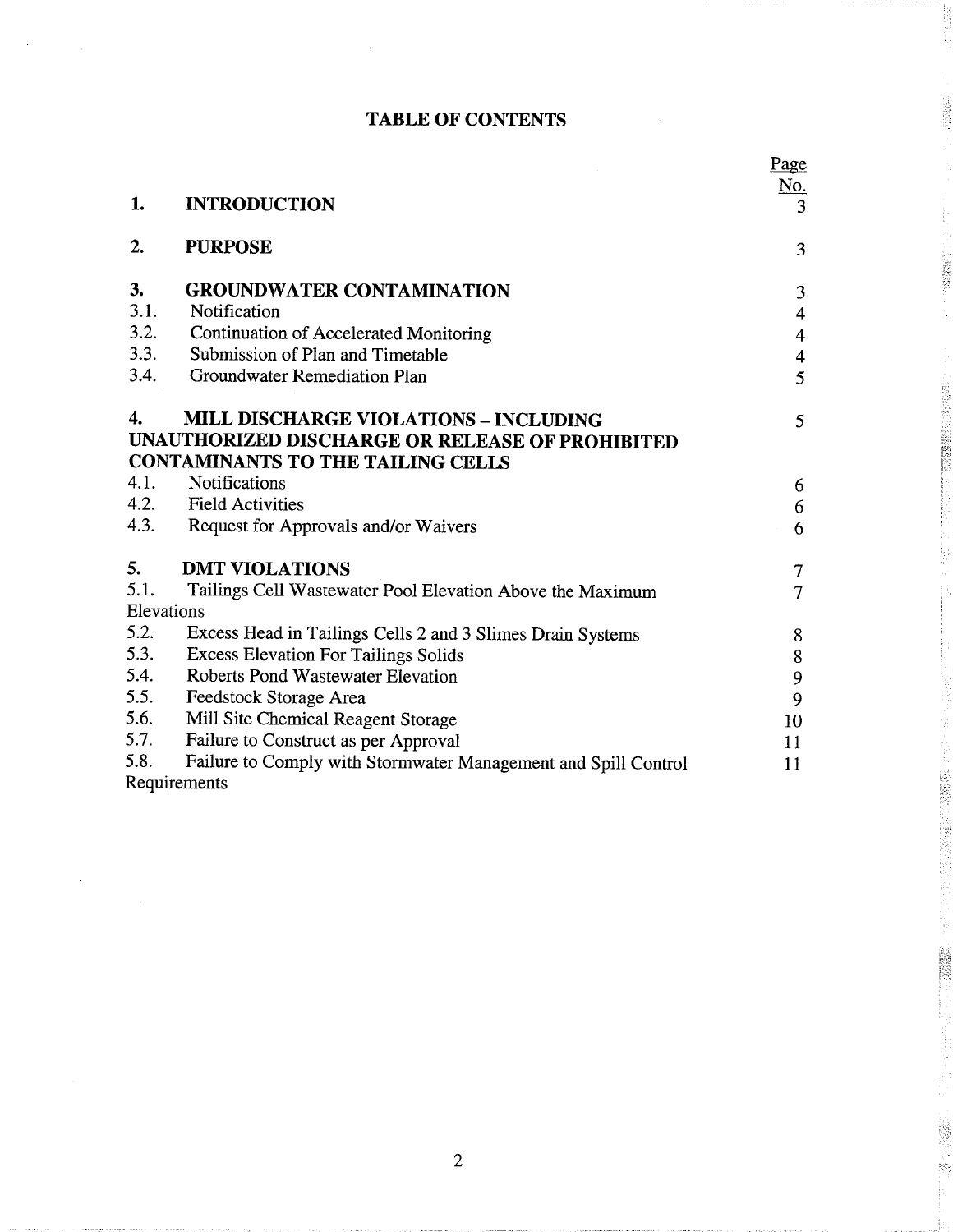# TABLE OF CONTENTS

| | | Page No. |
|---|---|---|
| **1.** | **INTRODUCTION** | 3 |
| **2.** | **PURPOSE** | 3 |
| **3.** | **GROUNDWATER CONTAMINATION** | 3 |
| 3.1. | Notification | 4 |
| 3.2. | Continuation of Accelerated Monitoring | 4 |
| 3.3. | Submission of Plan and Timetable | 4 |
| 3.4. | Groundwater Remediation Plan | 5 |
| **4.** | **MILL DISCHARGE VIOLATIONS – INCLUDING UNAUTHORIZED DISCHARGE OR RELEASE OF PROHIBITED CONTAMINANTS TO THE TAILING CELLS** | 5 |
| 4.1. | Notifications | 6 |
| 4.2. | Field Activities | 6 |
| 4.3. | Request for Approvals and/or Waivers | 6 |
| **5.** | **DMT VIOLATIONS** | 7 |
| 5.1. | Tailings Cell Wastewater Pool Elevation Above the Maximum Elevations | 7 |
| 5.2. | Excess Head in Tailings Cells 2 and 3 Slimes Drain Systems | 8 |
| 5.3. | Excess Elevation For Tailings Solids | 8 |
| 5.4. | Roberts Pond Wastewater Elevation | 9 |
| 5.5. | Feedstock Storage Area | 9 |
| 5.6. | Mill Site Chemical Reagent Storage | 10 |
| 5.7. | Failure to Construct as per Approval | 11 |
| 5.8. | Failure to Comply with Stormwater Management and Spill Control Requirements | 11 |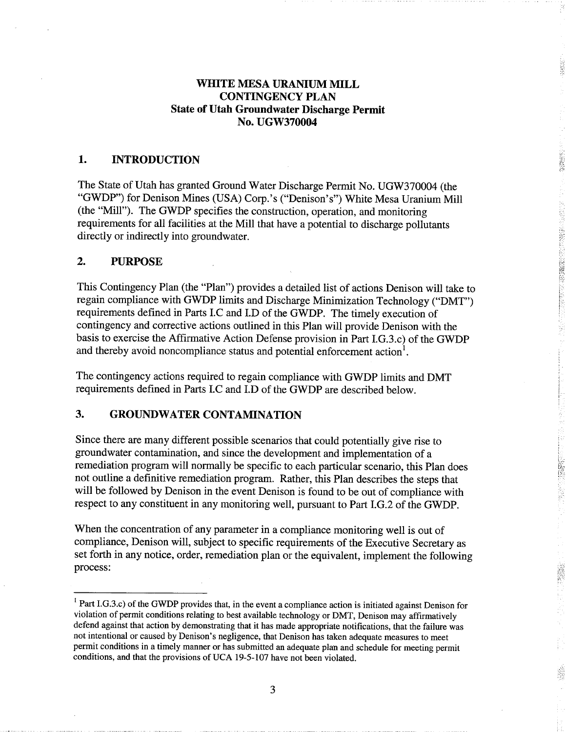# WHITE MESA URANIUM MILL CONTINGENCY PLAN State of Utah Groundwater Discharge Permit No. UGW370004

## 1. INTRODUCTION

The State of Utah has granted Ground Water Discharge Permit No. UGW370004 (the "GWDP") for Denison Mines (USA) Corp.'s ("Denison's") White Mesa Uranium Mill (the "Mill"). The GWDP specifies the construction, operation, and monitoring requirements for all facilities at the Mill that have a potential to discharge pollutants directly or indirectly into groundwater.

## 2. PURPOSE

This Contingency Plan (the "Plan") provides a detailed list of actions Denison will take to regain compliance with GWDP limits and Discharge Minimization Technology ("DMT") requirements defined in Parts I.C and I.D of the GWDP. The timely execution of contingency and corrective actions outlined in this Plan will provide Denison with the basis to exercise the Affirmative Action Defense provision in Part I.G.3.c) of the GWDP and thereby avoid noncompliance status and potential enforcement action[1].

The contingency actions required to regain compliance with GWDP limits and DMT requirements defined in Parts I.C and I.D of the GWDP are described below.

## 3. GROUNDWATER CONTAMINATION

Since there are many different possible scenarios that could potentially give rise to groundwater contamination, and since the development and implementation of a remediation program will normally be specific to each particular scenario, this Plan does not outline a definitive remediation program. Rather, this Plan describes the steps that will be followed by Denison in the event Denison is found to be out of compliance with respect to any constituent in any monitoring well, pursuant to Part I.G.2 of the GWDP.

When the concentration of any parameter in a compliance monitoring well is out of compliance, Denison will, subject to specific requirements of the Executive Secretary as set forth in any notice, order, remediation plan or the equivalent, implement the following process:

[1] Part I.G.3.c) of the GWDP provides that, in the event a compliance action is initiated against Denison for violation of permit conditions relating to best available technology or DMT, Denison may affirmatively defend against that action by demonstrating that it has made appropriate notifications, that the failure was not intentional or caused by Denison's negligence, that Denison has taken adequate measures to meet permit conditions in a timely manner or has submitted an adequate plan and schedule for meeting permit conditions, and that the provisions of UCA 19-5-107 have not been violated.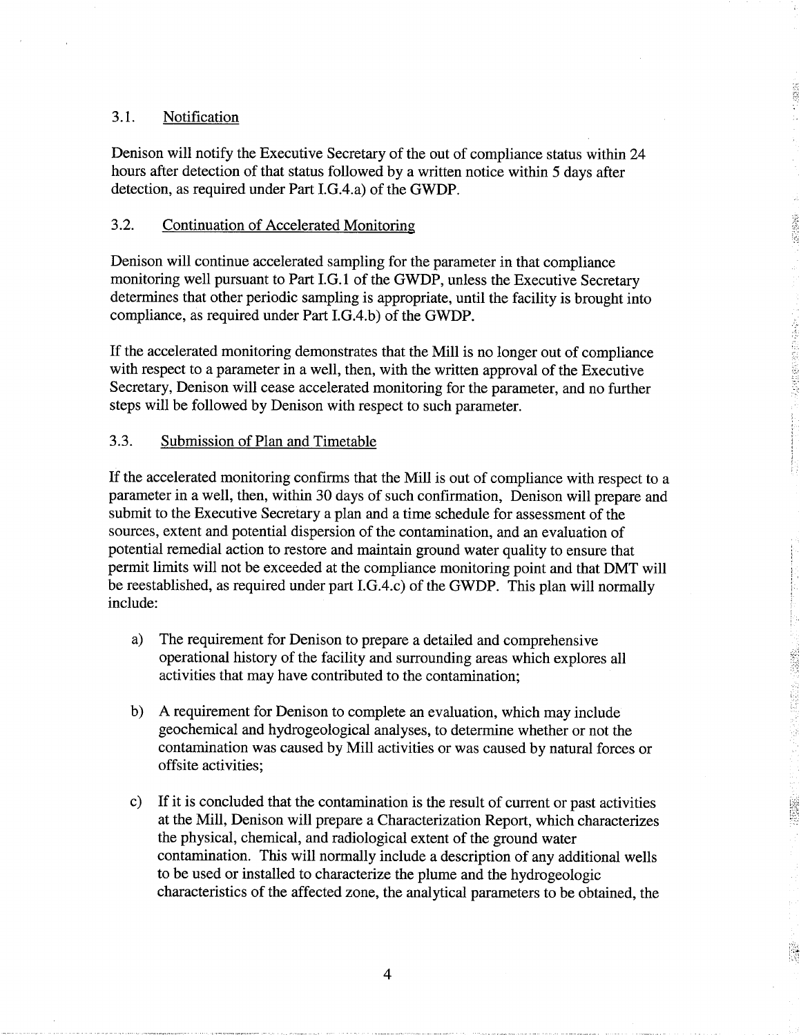### 3.1. Notification

Denison will notify the Executive Secretary of the out of compliance status within 24 hours after detection of that status followed by a written notice within 5 days after detection, as required under Part I.G.4.a) of the GWDP.

### 3.2. Continuation of Accelerated Monitoring

Denison will continue accelerated sampling for the parameter in that compliance monitoring well pursuant to Part I.G.1 of the GWDP, unless the Executive Secretary determines that other periodic sampling is appropriate, until the facility is brought into compliance, as required under Part I.G.4.b) of the GWDP.

If the accelerated monitoring demonstrates that the Mill is no longer out of compliance with respect to a parameter in a well, then, with the written approval of the Executive Secretary, Denison will cease accelerated monitoring for the parameter, and no further steps will be followed by Denison with respect to such parameter.

### 3.3. Submission of Plan and Timetable

If the accelerated monitoring confirms that the Mill is out of compliance with respect to a parameter in a well, then, within 30 days of such confirmation, Denison will prepare and submit to the Executive Secretary a plan and a time schedule for assessment of the sources, extent and potential dispersion of the contamination, and an evaluation of potential remedial action to restore and maintain ground water quality to ensure that permit limits will not be exceeded at the compliance monitoring point and that DMT will be reestablished, as required under part I.G.4.c) of the GWDP. This plan will normally include:

a) The requirement for Denison to prepare a detailed and comprehensive operational history of the facility and surrounding areas which explores all activities that may have contributed to the contamination;

b) A requirement for Denison to complete an evaluation, which may include geochemical and hydrogeological analyses, to determine whether or not the contamination was caused by Mill activities or was caused by natural forces or offsite activities;

c) If it is concluded that the contamination is the result of current or past activities at the Mill, Denison will prepare a Characterization Report, which characterizes the physical, chemical, and radiological extent of the ground water contamination. This will normally include a description of any additional wells to be used or installed to characterize the plume and the hydrogeologic characteristics of the affected zone, the analytical parameters to be obtained, the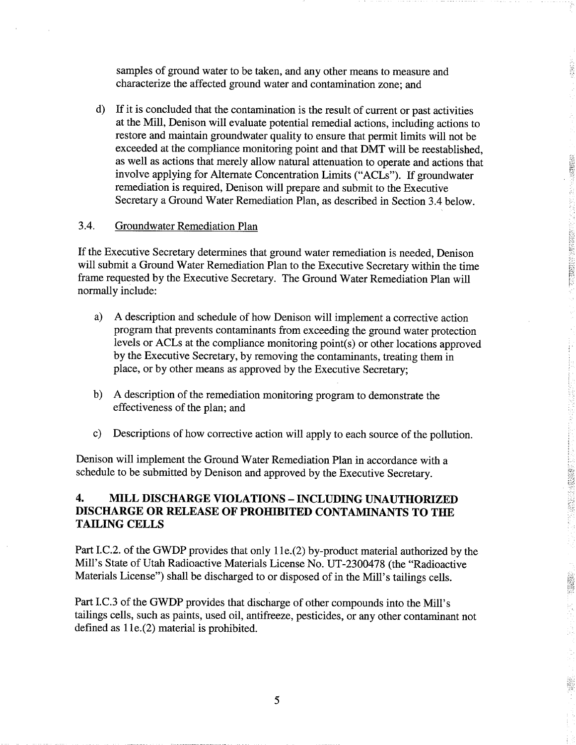samples of ground water to be taken, and any other means to measure and characterize the affected ground water and contamination zone; and

d) If it is concluded that the contamination is the result of current or past activities at the Mill, Denison will evaluate potential remedial actions, including actions to restore and maintain groundwater quality to ensure that permit limits will not be exceeded at the compliance monitoring point and that DMT will be reestablished, as well as actions that merely allow natural attenuation to operate and actions that involve applying for Alternate Concentration Limits ("ACLs"). If groundwater remediation is required, Denison will prepare and submit to the Executive Secretary a Ground Water Remediation Plan, as described in Section 3.4 below.

### 3.4. Groundwater Remediation Plan

If the Executive Secretary determines that ground water remediation is needed, Denison will submit a Ground Water Remediation Plan to the Executive Secretary within the time frame requested by the Executive Secretary. The Ground Water Remediation Plan will normally include:

a) A description and schedule of how Denison will implement a corrective action program that prevents contaminants from exceeding the ground water protection levels or ACLs at the compliance monitoring point(s) or other locations approved by the Executive Secretary, by removing the contaminants, treating them in place, or by other means as approved by the Executive Secretary;

b) A description of the remediation monitoring program to demonstrate the effectiveness of the plan; and

c) Descriptions of how corrective action will apply to each source of the pollution.

Denison will implement the Ground Water Remediation Plan in accordance with a schedule to be submitted by Denison and approved by the Executive Secretary.

## 4. MILL DISCHARGE VIOLATIONS – INCLUDING UNAUTHORIZED DISCHARGE OR RELEASE OF PROHIBITED CONTAMINANTS TO THE TAILING CELLS

Part I.C.2. of the GWDP provides that only 11e.(2) by-product material authorized by the Mill's State of Utah Radioactive Materials License No. UT-2300478 (the "Radioactive Materials License") shall be discharged to or disposed of in the Mill's tailings cells.

Part I.C.3 of the GWDP provides that discharge of other compounds into the Mill's tailings cells, such as paints, used oil, antifreeze, pesticides, or any other contaminant not defined as 11e.(2) material is prohibited.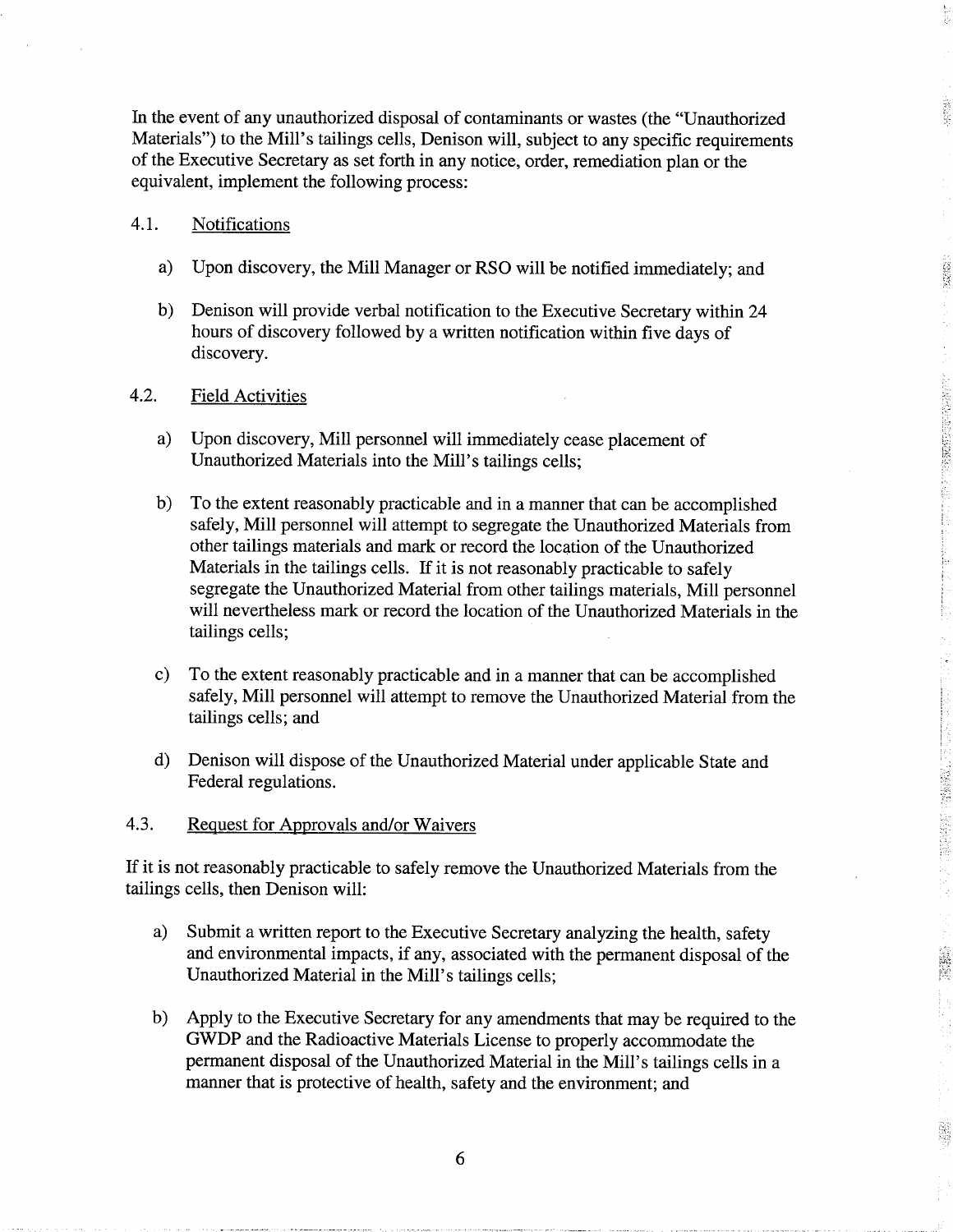In the event of any unauthorized disposal of contaminants or wastes (the "Unauthorized Materials") to the Mill's tailings cells, Denison will, subject to any specific requirements of the Executive Secretary as set forth in any notice, order, remediation plan or the equivalent, implement the following process:

### 4.1. Notifications

a) Upon discovery, the Mill Manager or RSO will be notified immediately; and

b) Denison will provide verbal notification to the Executive Secretary within 24 hours of discovery followed by a written notification within five days of discovery.

### 4.2. Field Activities

a) Upon discovery, Mill personnel will immediately cease placement of Unauthorized Materials into the Mill's tailings cells;

b) To the extent reasonably practicable and in a manner that can be accomplished safely, Mill personnel will attempt to segregate the Unauthorized Materials from other tailings materials and mark or record the location of the Unauthorized Materials in the tailings cells. If it is not reasonably practicable to safely segregate the Unauthorized Material from other tailings materials, Mill personnel will nevertheless mark or record the location of the Unauthorized Materials in the tailings cells;

c) To the extent reasonably practicable and in a manner that can be accomplished safely, Mill personnel will attempt to remove the Unauthorized Material from the tailings cells; and

d) Denison will dispose of the Unauthorized Material under applicable State and Federal regulations.

### 4.3. Request for Approvals and/or Waivers

If it is not reasonably practicable to safely remove the Unauthorized Materials from the tailings cells, then Denison will:

a) Submit a written report to the Executive Secretary analyzing the health, safety and environmental impacts, if any, associated with the permanent disposal of the Unauthorized Material in the Mill's tailings cells;

b) Apply to the Executive Secretary for any amendments that may be required to the GWDP and the Radioactive Materials License to properly accommodate the permanent disposal of the Unauthorized Material in the Mill's tailings cells in a manner that is protective of health, safety and the environment; and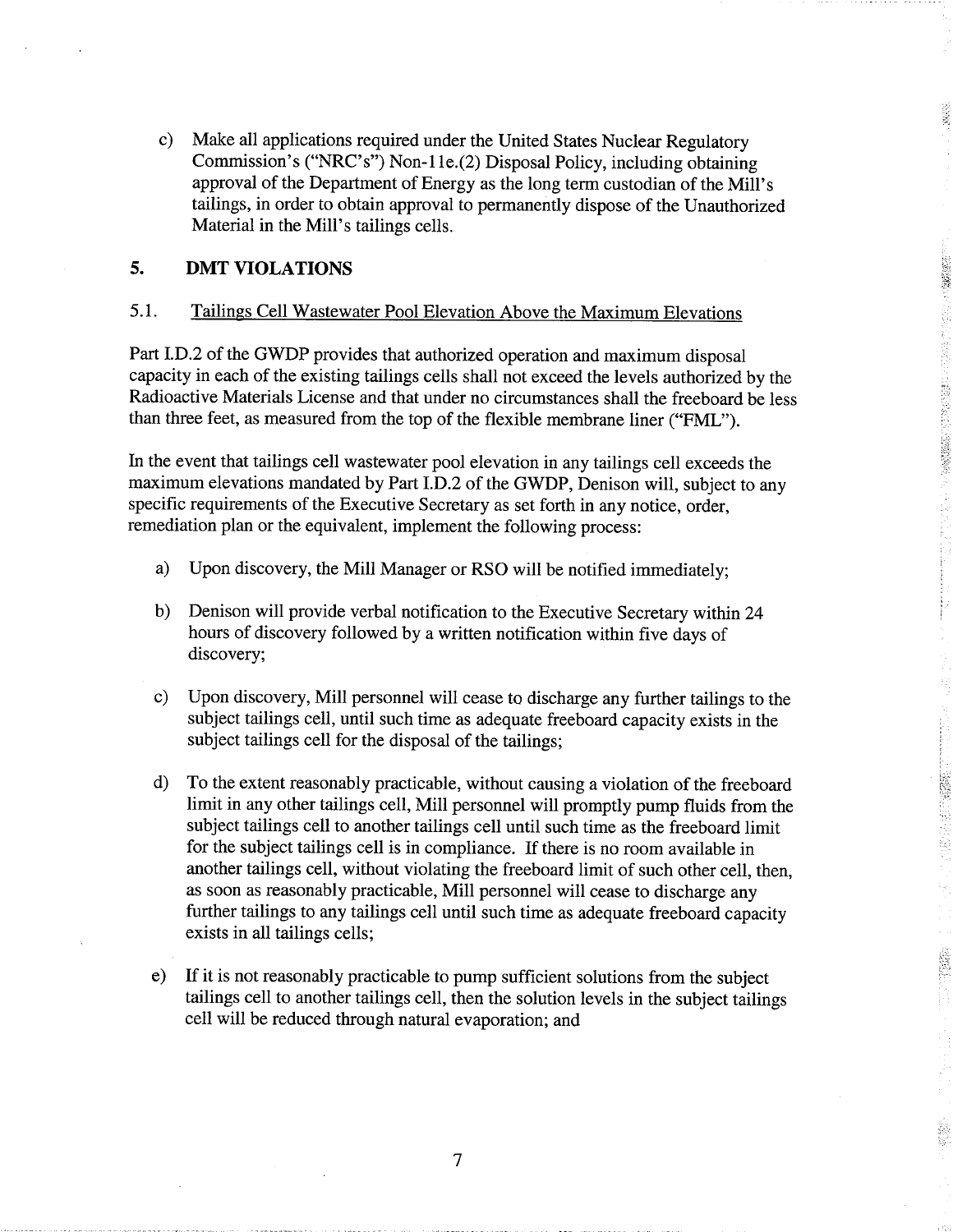c) Make all applications required under the United States Nuclear Regulatory Commission's ("NRC's") Non-11e.(2) Disposal Policy, including obtaining approval of the Department of Energy as the long term custodian of the Mill's tailings, in order to obtain approval to permanently dispose of the Unauthorized Material in the Mill's tailings cells.

## 5. DMT VIOLATIONS

### 5.1. Tailings Cell Wastewater Pool Elevation Above the Maximum Elevations

Part I.D.2 of the GWDP provides that authorized operation and maximum disposal capacity in each of the existing tailings cells shall not exceed the levels authorized by the Radioactive Materials License and that under no circumstances shall the freeboard be less than three feet, as measured from the top of the flexible membrane liner ("FML").

In the event that tailings cell wastewater pool elevation in any tailings cell exceeds the maximum elevations mandated by Part I.D.2 of the GWDP, Denison will, subject to any specific requirements of the Executive Secretary as set forth in any notice, order, remediation plan or the equivalent, implement the following process:

a) Upon discovery, the Mill Manager or RSO will be notified immediately;

b) Denison will provide verbal notification to the Executive Secretary within 24 hours of discovery followed by a written notification within five days of discovery;

c) Upon discovery, Mill personnel will cease to discharge any further tailings to the subject tailings cell, until such time as adequate freeboard capacity exists in the subject tailings cell for the disposal of the tailings;

d) To the extent reasonably practicable, without causing a violation of the freeboard limit in any other tailings cell, Mill personnel will promptly pump fluids from the subject tailings cell to another tailings cell until such time as the freeboard limit for the subject tailings cell is in compliance. If there is no room available in another tailings cell, without violating the freeboard limit of such other cell, then, as soon as reasonably practicable, Mill personnel will cease to discharge any further tailings to any tailings cell until such time as adequate freeboard capacity exists in all tailings cells;

e) If it is not reasonably practicable to pump sufficient solutions from the subject tailings cell to another tailings cell, then the solution levels in the subject tailings cell will be reduced through natural evaporation; and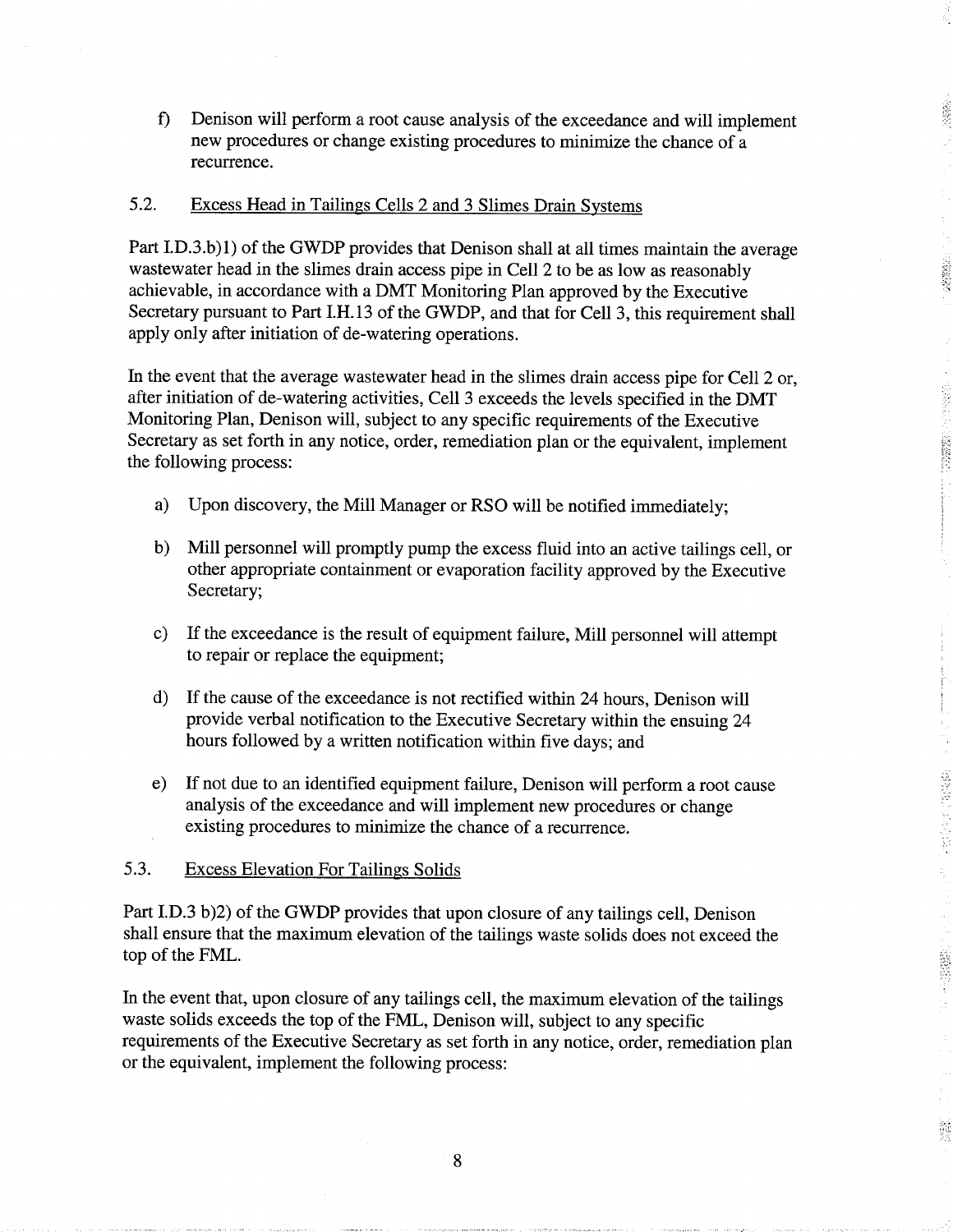f) Denison will perform a root cause analysis of the exceedance and will implement new procedures or change existing procedures to minimize the chance of a recurrence.

### 5.2. Excess Head in Tailings Cells 2 and 3 Slimes Drain Systems

Part I.D.3.b)1) of the GWDP provides that Denison shall at all times maintain the average wastewater head in the slimes drain access pipe in Cell 2 to be as low as reasonably achievable, in accordance with a DMT Monitoring Plan approved by the Executive Secretary pursuant to Part I.H.13 of the GWDP, and that for Cell 3, this requirement shall apply only after initiation of de-watering operations.

In the event that the average wastewater head in the slimes drain access pipe for Cell 2 or, after initiation of de-watering activities, Cell 3 exceeds the levels specified in the DMT Monitoring Plan, Denison will, subject to any specific requirements of the Executive Secretary as set forth in any notice, order, remediation plan or the equivalent, implement the following process:

a) Upon discovery, the Mill Manager or RSO will be notified immediately;

b) Mill personnel will promptly pump the excess fluid into an active tailings cell, or other appropriate containment or evaporation facility approved by the Executive Secretary;

c) If the exceedance is the result of equipment failure, Mill personnel will attempt to repair or replace the equipment;

d) If the cause of the exceedance is not rectified within 24 hours, Denison will provide verbal notification to the Executive Secretary within the ensuing 24 hours followed by a written notification within five days; and

e) If not due to an identified equipment failure, Denison will perform a root cause analysis of the exceedance and will implement new procedures or change existing procedures to minimize the chance of a recurrence.

### 5.3. Excess Elevation For Tailings Solids

Part I.D.3 b)2) of the GWDP provides that upon closure of any tailings cell, Denison shall ensure that the maximum elevation of the tailings waste solids does not exceed the top of the FML.

In the event that, upon closure of any tailings cell, the maximum elevation of the tailings waste solids exceeds the top of the FML, Denison will, subject to any specific requirements of the Executive Secretary as set forth in any notice, order, remediation plan or the equivalent, implement the following process: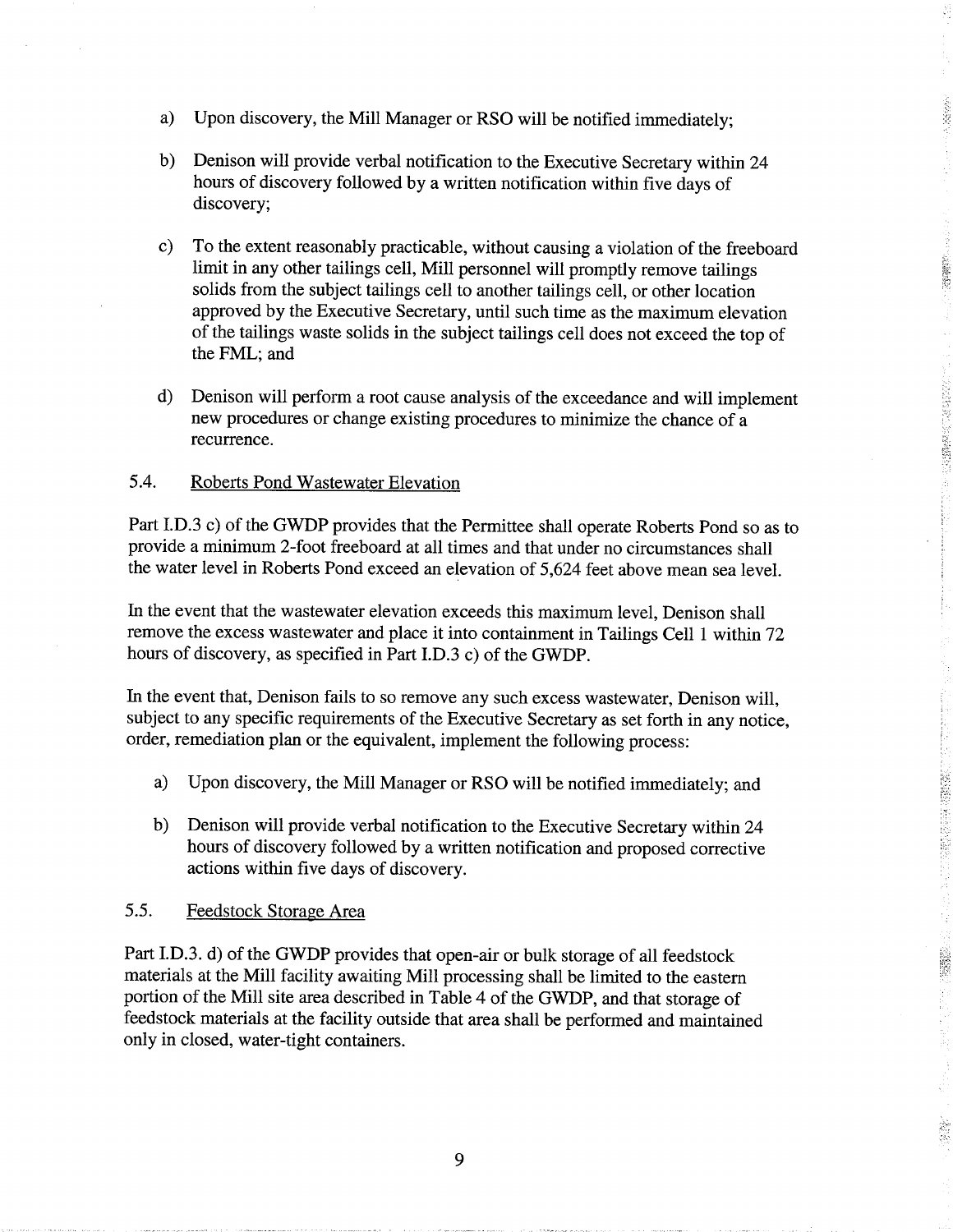a) Upon discovery, the Mill Manager or RSO will be notified immediately;

b) Denison will provide verbal notification to the Executive Secretary within 24 hours of discovery followed by a written notification within five days of discovery;

c) To the extent reasonably practicable, without causing a violation of the freeboard limit in any other tailings cell, Mill personnel will promptly remove tailings solids from the subject tailings cell to another tailings cell, or other location approved by the Executive Secretary, until such time as the maximum elevation of the tailings waste solids in the subject tailings cell does not exceed the top of the FML; and

d) Denison will perform a root cause analysis of the exceedance and will implement new procedures or change existing procedures to minimize the chance of a recurrence.

### 5.4. Roberts Pond Wastewater Elevation

Part I.D.3 c) of the GWDP provides that the Permittee shall operate Roberts Pond so as to provide a minimum 2-foot freeboard at all times and that under no circumstances shall the water level in Roberts Pond exceed an elevation of 5,624 feet above mean sea level.

In the event that the wastewater elevation exceeds this maximum level, Denison shall remove the excess wastewater and place it into containment in Tailings Cell 1 within 72 hours of discovery, as specified in Part I.D.3 c) of the GWDP.

In the event that, Denison fails to so remove any such excess wastewater, Denison will, subject to any specific requirements of the Executive Secretary as set forth in any notice, order, remediation plan or the equivalent, implement the following process:

a) Upon discovery, the Mill Manager or RSO will be notified immediately; and

b) Denison will provide verbal notification to the Executive Secretary within 24 hours of discovery followed by a written notification and proposed corrective actions within five days of discovery.

### 5.5. Feedstock Storage Area

Part I.D.3. d) of the GWDP provides that open-air or bulk storage of all feedstock materials at the Mill facility awaiting Mill processing shall be limited to the eastern portion of the Mill site area described in Table 4 of the GWDP, and that storage of feedstock materials at the facility outside that area shall be performed and maintained only in closed, water-tight containers.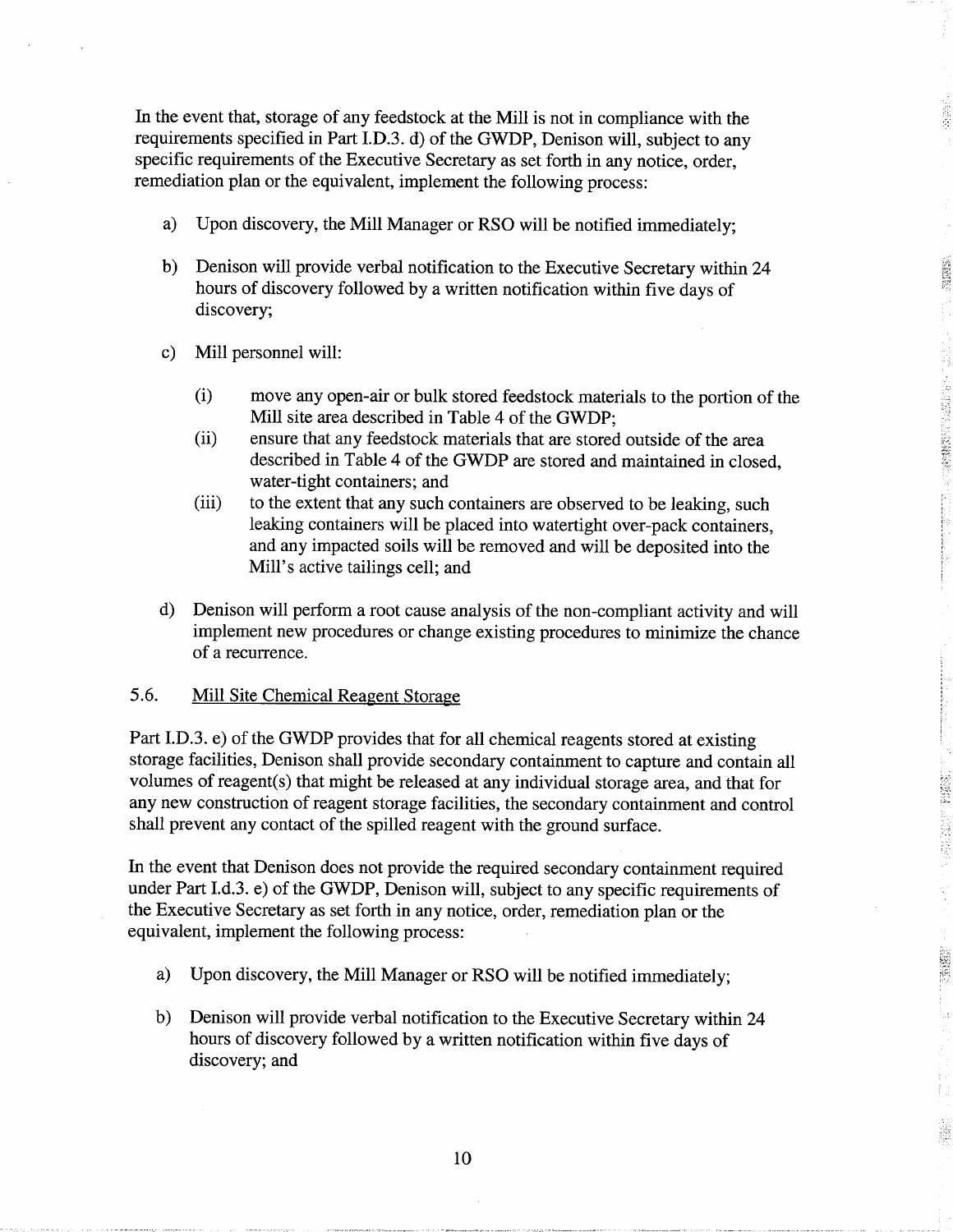In the event that, storage of any feedstock at the Mill is not in compliance with the requirements specified in Part I.D.3. d) of the GWDP, Denison will, subject to any specific requirements of the Executive Secretary as set forth in any notice, order, remediation plan or the equivalent, implement the following process:

a) Upon discovery, the Mill Manager or RSO will be notified immediately;

b) Denison will provide verbal notification to the Executive Secretary within 24 hours of discovery followed by a written notification within five days of discovery;

c) Mill personnel will:

   (i) move any open-air or bulk stored feedstock materials to the portion of the Mill site area described in Table 4 of the GWDP;
   
   (ii) ensure that any feedstock materials that are stored outside of the area described in Table 4 of the GWDP are stored and maintained in closed, water-tight containers; and
   
   (iii) to the extent that any such containers are observed to be leaking, such leaking containers will be placed into watertight over-pack containers, and any impacted soils will be removed and will be deposited into the Mill's active tailings cell; and

d) Denison will perform a root cause analysis of the non-compliant activity and will implement new procedures or change existing procedures to minimize the chance of a recurrence.

### 5.6. Mill Site Chemical Reagent Storage

Part I.D.3. e) of the GWDP provides that for all chemical reagents stored at existing storage facilities, Denison shall provide secondary containment to capture and contain all volumes of reagent(s) that might be released at any individual storage area, and that for any new construction of reagent storage facilities, the secondary containment and control shall prevent any contact of the spilled reagent with the ground surface.

In the event that Denison does not provide the required secondary containment required under Part I.d.3. e) of the GWDP, Denison will, subject to any specific requirements of the Executive Secretary as set forth in any notice, order, remediation plan or the equivalent, implement the following process:

a) Upon discovery, the Mill Manager or RSO will be notified immediately;

b) Denison will provide verbal notification to the Executive Secretary within 24 hours of discovery followed by a written notification within five days of discovery; and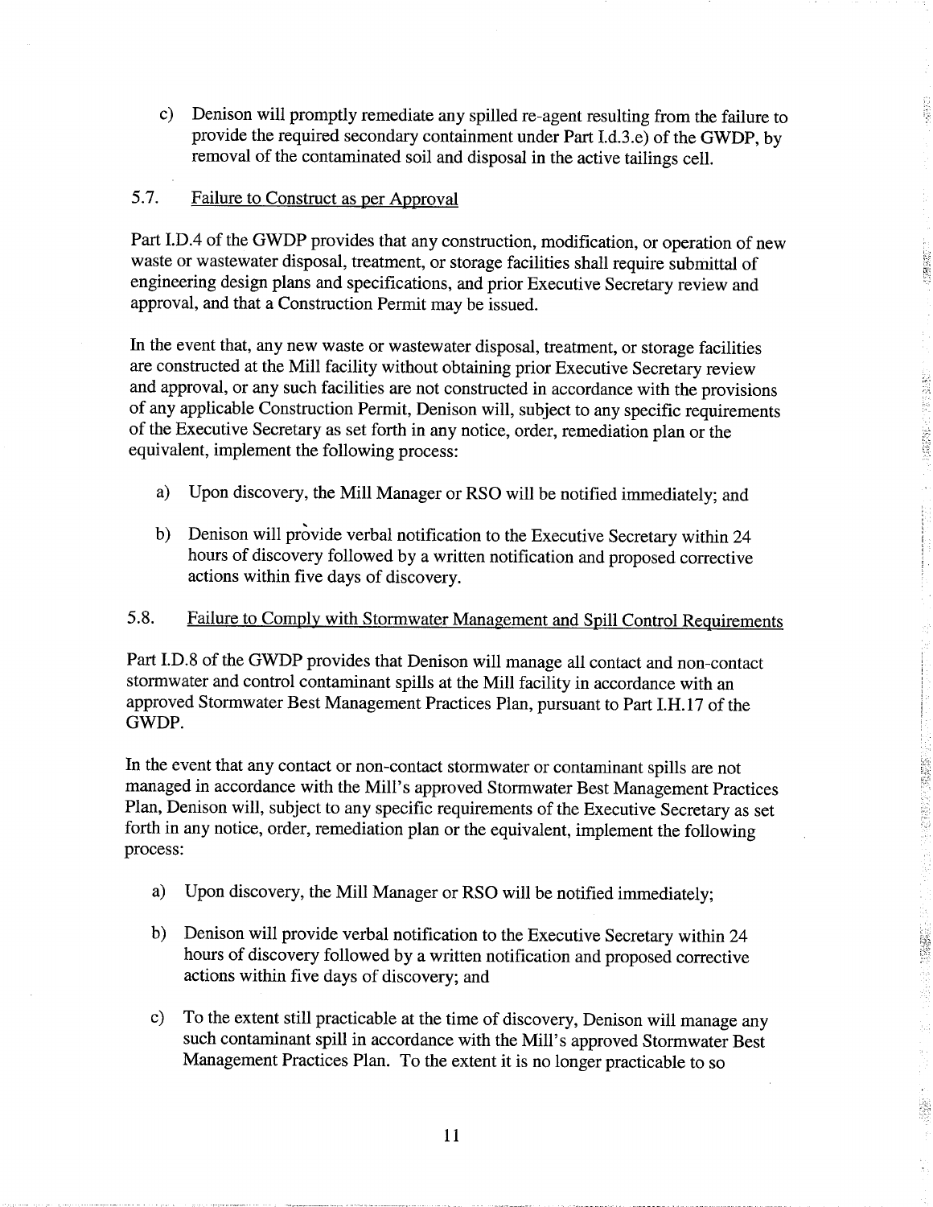c) Denison will promptly remediate any spilled re-agent resulting from the failure to provide the required secondary containment under Part I.d.3.e) of the GWDP, by removal of the contaminated soil and disposal in the active tailings cell.

### 5.7. Failure to Construct as per Approval

Part I.D.4 of the GWDP provides that any construction, modification, or operation of new waste or wastewater disposal, treatment, or storage facilities shall require submittal of engineering design plans and specifications, and prior Executive Secretary review and approval, and that a Construction Permit may be issued.

In the event that, any new waste or wastewater disposal, treatment, or storage facilities are constructed at the Mill facility without obtaining prior Executive Secretary review and approval, or any such facilities are not constructed in accordance with the provisions of any applicable Construction Permit, Denison will, subject to any specific requirements of the Executive Secretary as set forth in any notice, order, remediation plan or the equivalent, implement the following process:

a) Upon discovery, the Mill Manager or RSO will be notified immediately; and

b) Denison will provide verbal notification to the Executive Secretary within 24 hours of discovery followed by a written notification and proposed corrective actions within five days of discovery.

### 5.8. Failure to Comply with Stormwater Management and Spill Control Requirements

Part I.D.8 of the GWDP provides that Denison will manage all contact and non-contact stormwater and control contaminant spills at the Mill facility in accordance with an approved Stormwater Best Management Practices Plan, pursuant to Part I.H.17 of the GWDP.

In the event that any contact or non-contact stormwater or contaminant spills are not managed in accordance with the Mill's approved Stormwater Best Management Practices Plan, Denison will, subject to any specific requirements of the Executive Secretary as set forth in any notice, order, remediation plan or the equivalent, implement the following process:

a) Upon discovery, the Mill Manager or RSO will be notified immediately;

b) Denison will provide verbal notification to the Executive Secretary within 24 hours of discovery followed by a written notification and proposed corrective actions within five days of discovery; and

c) To the extent still practicable at the time of discovery, Denison will manage any such contaminant spill in accordance with the Mill's approved Stormwater Best Management Practices Plan. To the extent it is no longer practicable to so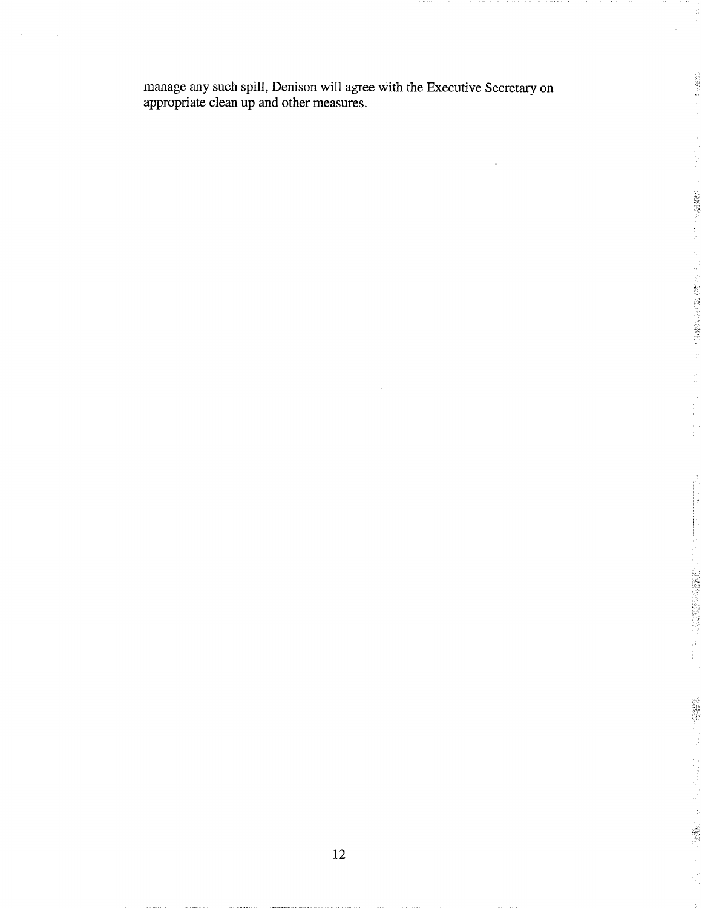manage any such spill, Denison will agree with the Executive Secretary on appropriate clean up and other measures.